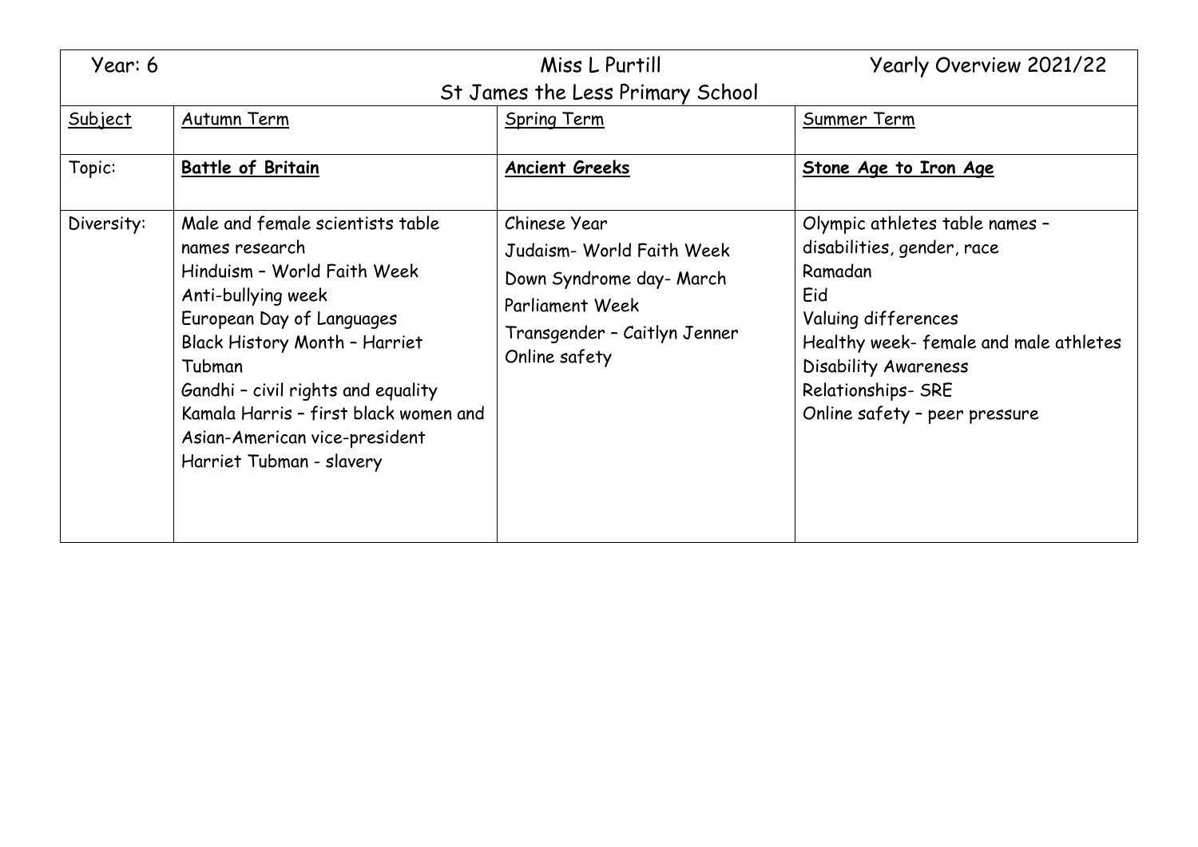| Year: 6 | Miss L Purtill<br>St James the Less Primary School | | Yearly Overview 2021/22 |
|---|---|---|---|
| Subject | Autumn Term | Spring Term | Summer Term |
| Topic: | **Battle of Britain** | **Ancient Greeks** | **Stone Age to Iron Age** |
| Diversity: | Male and female scientists table names research<br>Hinduism – World Faith Week<br>Anti-bullying week<br>European Day of Languages<br>Black History Month – Harriet Tubman<br>Gandhi – civil rights and equality<br>Kamala Harris – first black women and Asian-American vice-president<br>Harriet Tubman - slavery | Chinese Year<br>Judaism- World Faith Week<br>Down Syndrome day- March<br>Parliament Week<br>Transgender – Caitlyn Jenner<br>Online safety | Olympic athletes table names – disabilities, gender, race<br>Ramadan<br>Eid<br>Valuing differences<br>Healthy week- female and male athletes<br>Disability Awareness<br>Relationships- SRE<br>Online safety – peer pressure |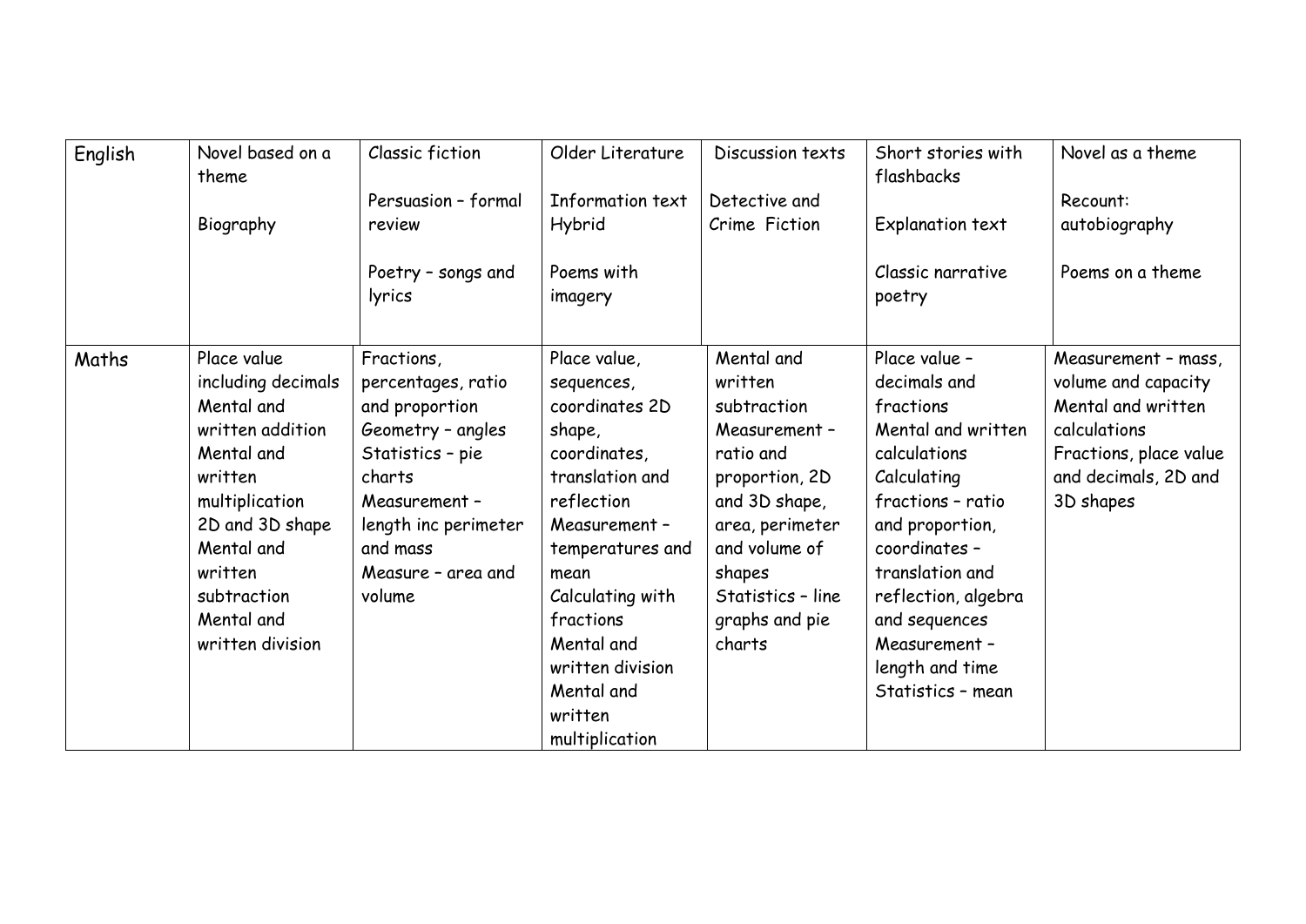| English | Novel based on a theme<br><br>Biography | Classic fiction<br><br>Persuasion – formal review<br><br>Poetry – songs and lyrics | Older Literature<br><br>Information text Hybrid<br><br>Poems with imagery | Discussion texts<br><br>Detective and Crime Fiction | Short stories with flashbacks<br><br>Explanation text<br><br>Classic narrative poetry | Novel as a theme<br><br>Recount: autobiography<br><br>Poems on a theme |
|---|---|---|---|---|---|---|
| Maths | Place value including decimals<br>Mental and written addition<br>Mental and written multiplication<br>2D and 3D shape<br>Mental and written subtraction<br>Mental and written division | Fractions, percentages, ratio and proportion<br>Geometry – angles<br>Statistics – pie charts<br>Measurement – length inc perimeter and mass<br>Measure – area and volume | Place value, sequences, coordinates 2D shape, coordinates, translation and reflection<br>Measurement – temperatures and mean<br>Calculating with fractions<br>Mental and written division<br>Mental and written multiplication | Mental and written subtraction<br>Measurement – ratio and proportion, 2D and 3D shape, area, perimeter and volume of shapes<br>Statistics – line graphs and pie charts | Place value – decimals and fractions<br>Mental and written calculations<br>Calculating fractions – ratio and proportion, coordinates – translation and reflection, algebra and sequences<br>Measurement – length and time<br>Statistics – mean | Measurement – mass, volume and capacity<br>Mental and written calculations<br>Fractions, place value and decimals, 2D and 3D shapes |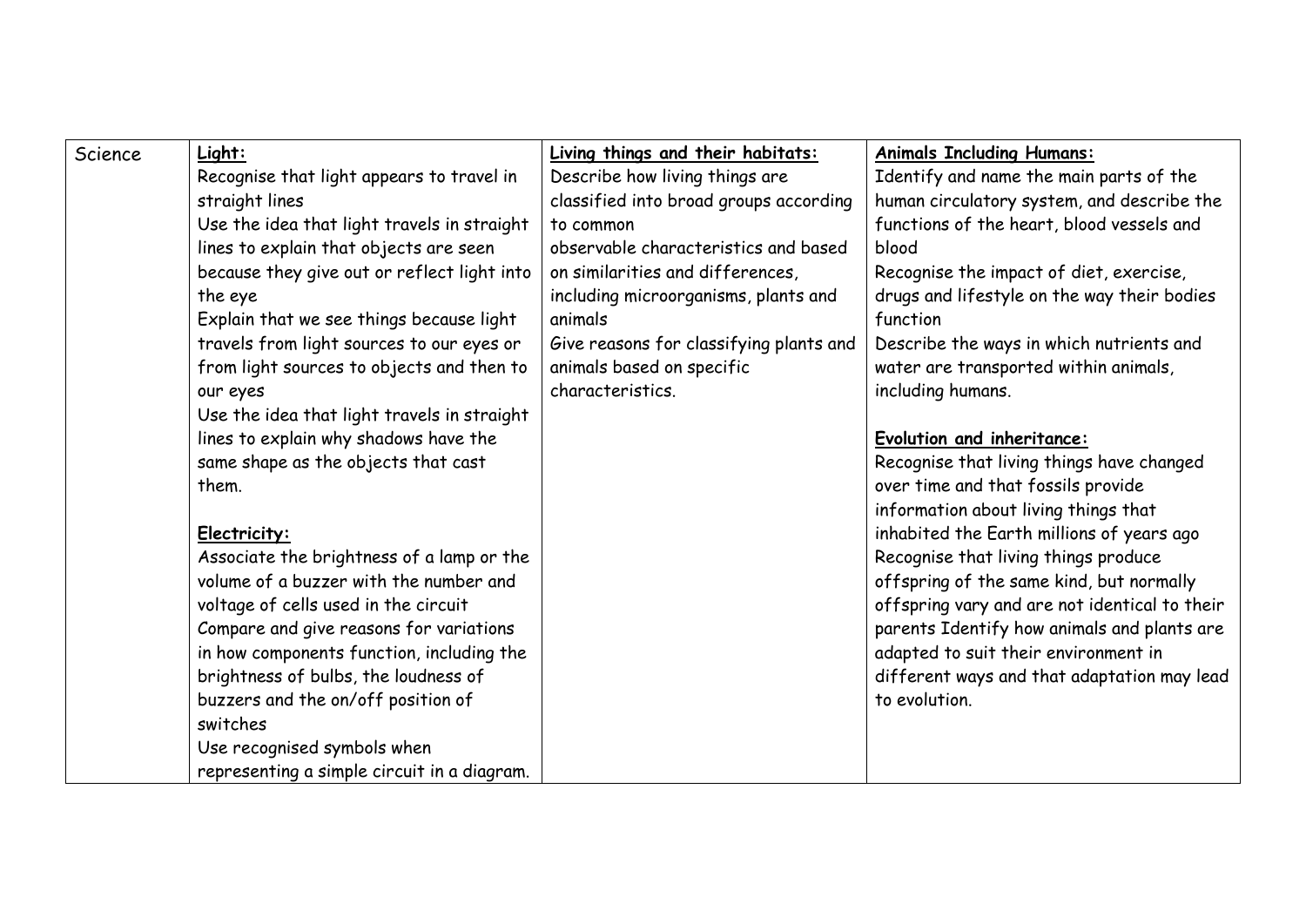| Science | **Light:**<br>Recognise that light appears to travel in straight lines<br>Use the idea that light travels in straight lines to explain that objects are seen because they give out or reflect light into the eye<br>Explain that we see things because light travels from light sources to our eyes or from light sources to objects and then to our eyes<br>Use the idea that light travels in straight lines to explain why shadows have the same shape as the objects that cast them.<br><br>**Electricity:**<br>Associate the brightness of a lamp or the volume of a buzzer with the number and voltage of cells used in the circuit<br>Compare and give reasons for variations in how components function, including the brightness of bulbs, the loudness of buzzers and the on/off position of switches<br>Use recognised symbols when representing a simple circuit in a diagram. | **Living things and their habitats:**<br>Describe how living things are classified into broad groups according to common observable characteristics and based on similarities and differences, including microorganisms, plants and animals<br>Give reasons for classifying plants and animals based on specific characteristics. | **Animals Including Humans:**<br>Identify and name the main parts of the human circulatory system, and describe the functions of the heart, blood vessels and blood<br>Recognise the impact of diet, exercise, drugs and lifestyle on the way their bodies function<br>Describe the ways in which nutrients and water are transported within animals, including humans.<br><br>**Evolution and inheritance:**<br>Recognise that living things have changed over time and that fossils provide information about living things that inhabited the Earth millions of years ago<br>Recognise that living things produce offspring of the same kind, but normally offspring vary and are not identical to their parents Identify how animals and plants are adapted to suit their environment in different ways and that adaptation may lead to evolution. |
|---|---|---|---|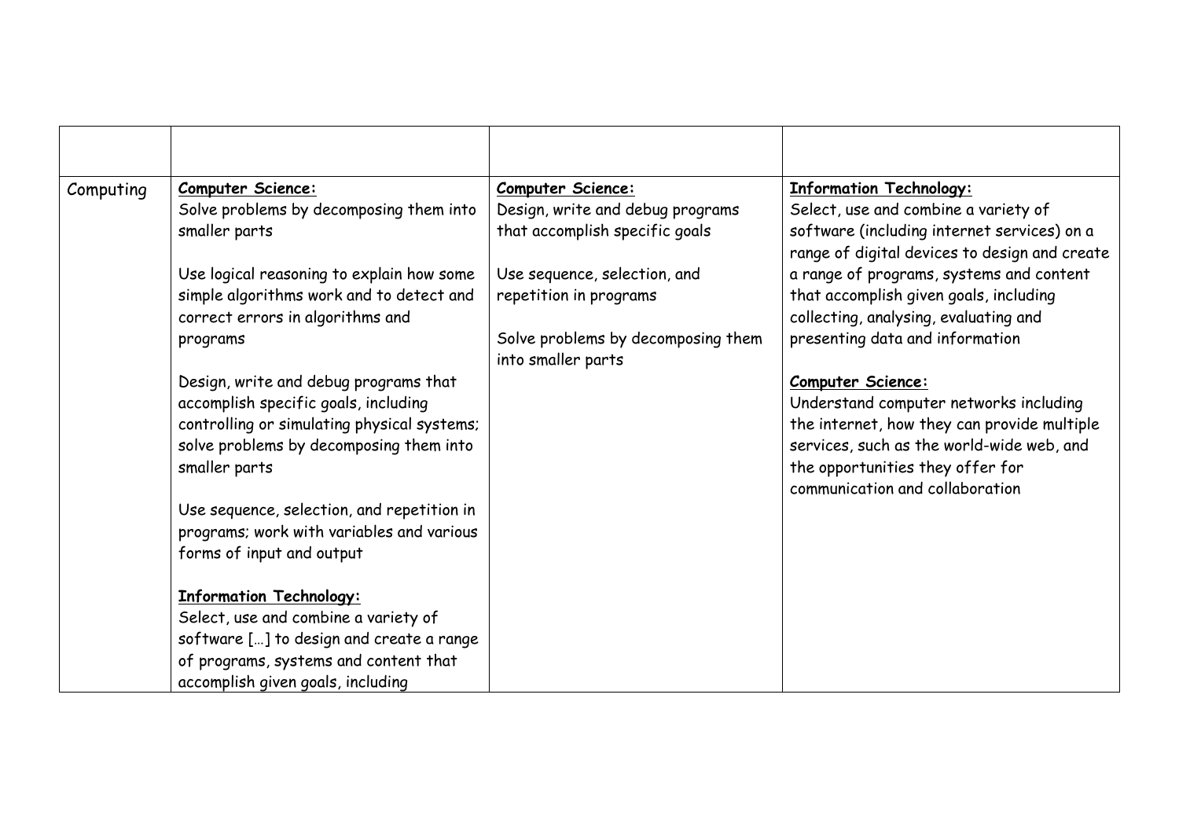| | | | |
|---|---|---|---|
| Computing | **Computer Science:**<br>Solve problems by decomposing them into smaller parts<br><br>Use logical reasoning to explain how some simple algorithms work and to detect and correct errors in algorithms and programs<br><br>Design, write and debug programs that accomplish specific goals, including controlling or simulating physical systems; solve problems by decomposing them into smaller parts<br><br>Use sequence, selection, and repetition in programs; work with variables and various forms of input and output<br><br>**Information Technology:**<br>Select, use and combine a variety of software […] to design and create a range of programs, systems and content that accomplish given goals, including | **Computer Science:**<br>Design, write and debug programs that accomplish specific goals<br><br>Use sequence, selection, and repetition in programs<br><br>Solve problems by decomposing them into smaller parts | **Information Technology:**<br>Select, use and combine a variety of software (including internet services) on a range of digital devices to design and create a range of programs, systems and content that accomplish given goals, including collecting, analysing, evaluating and presenting data and information<br><br>**Computer Science:**<br>Understand computer networks including the internet, how they can provide multiple services, such as the world-wide web, and the opportunities they offer for communication and collaboration |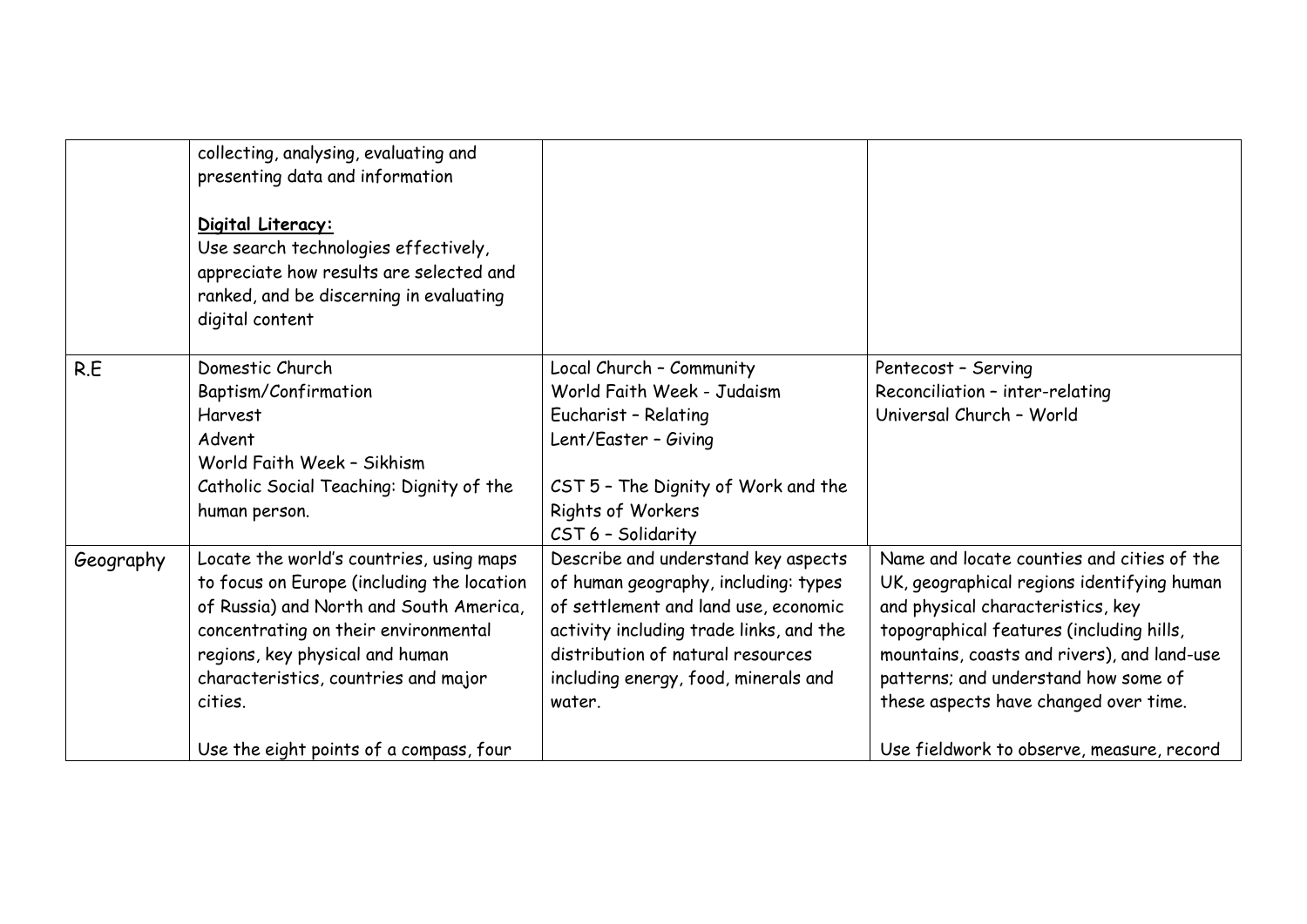| | | | |
|---|---|---|---|
| | collecting, analysing, evaluating and presenting data and information<br><br>**Digital Literacy:**<br>Use search technologies effectively, appreciate how results are selected and ranked, and be discerning in evaluating digital content | | |
| R.E | Domestic Church<br>Baptism/Confirmation<br>Harvest<br>Advent<br>World Faith Week – Sikhism<br>Catholic Social Teaching: Dignity of the human person. | Local Church – Community<br>World Faith Week - Judaism<br>Eucharist – Relating<br>Lent/Easter – Giving<br><br>CST 5 – The Dignity of Work and the Rights of Workers<br>CST 6 – Solidarity | Pentecost – Serving<br>Reconciliation – inter-relating<br>Universal Church – World |
| Geography | Locate the world's countries, using maps to focus on Europe (including the location of Russia) and North and South America, concentrating on their environmental regions, key physical and human characteristics, countries and major cities.<br><br>Use the eight points of a compass, four | Describe and understand key aspects of human geography, including: types of settlement and land use, economic activity including trade links, and the distribution of natural resources including energy, food, minerals and water. | Name and locate counties and cities of the UK, geographical regions identifying human and physical characteristics, key topographical features (including hills, mountains, coasts and rivers), and land-use patterns; and understand how some of these aspects have changed over time.<br><br>Use fieldwork to observe, measure, record |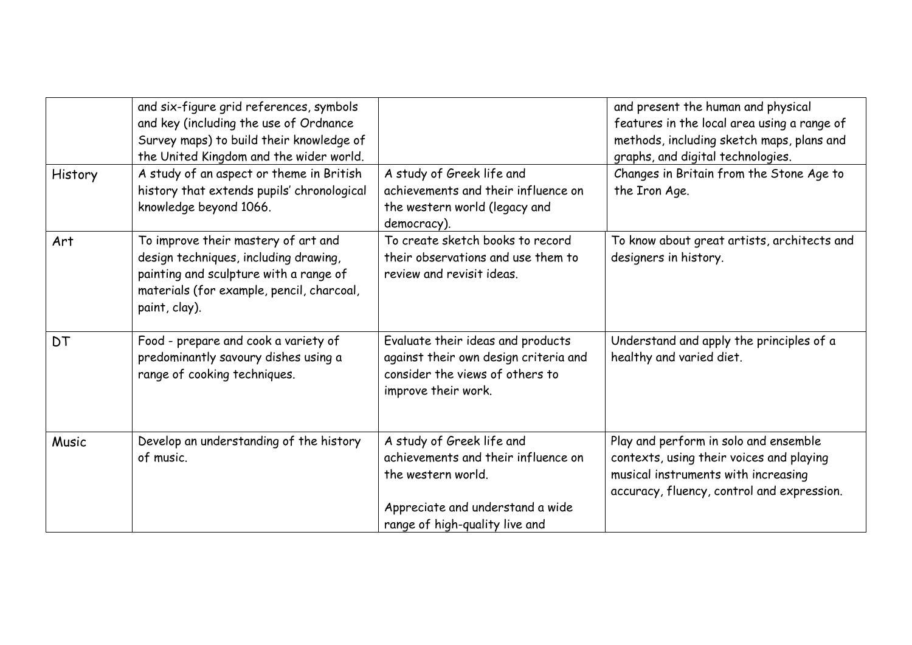| | | | |
|---|---|---|---|
| | and six-figure grid references, symbols and key (including the use of Ordnance Survey maps) to build their knowledge of the United Kingdom and the wider world. | | and present the human and physical features in the local area using a range of methods, including sketch maps, plans and graphs, and digital technologies. |
| History | A study of an aspect or theme in British history that extends pupils' chronological knowledge beyond 1066. | A study of Greek life and achievements and their influence on the western world (legacy and democracy). | Changes in Britain from the Stone Age to the Iron Age. |
| Art | To improve their mastery of art and design techniques, including drawing, painting and sculpture with a range of materials (for example, pencil, charcoal, paint, clay). | To create sketch books to record their observations and use them to review and revisit ideas. | To know about great artists, architects and designers in history. |
| DT | Food - prepare and cook a variety of predominantly savoury dishes using a range of cooking techniques. | Evaluate their ideas and products against their own design criteria and consider the views of others to improve their work. | Understand and apply the principles of a healthy and varied diet. |
| Music | Develop an understanding of the history of music. | A study of Greek life and achievements and their influence on the western world.<br><br>Appreciate and understand a wide range of high-quality live and | Play and perform in solo and ensemble contexts, using their voices and playing musical instruments with increasing accuracy, fluency, control and expression. |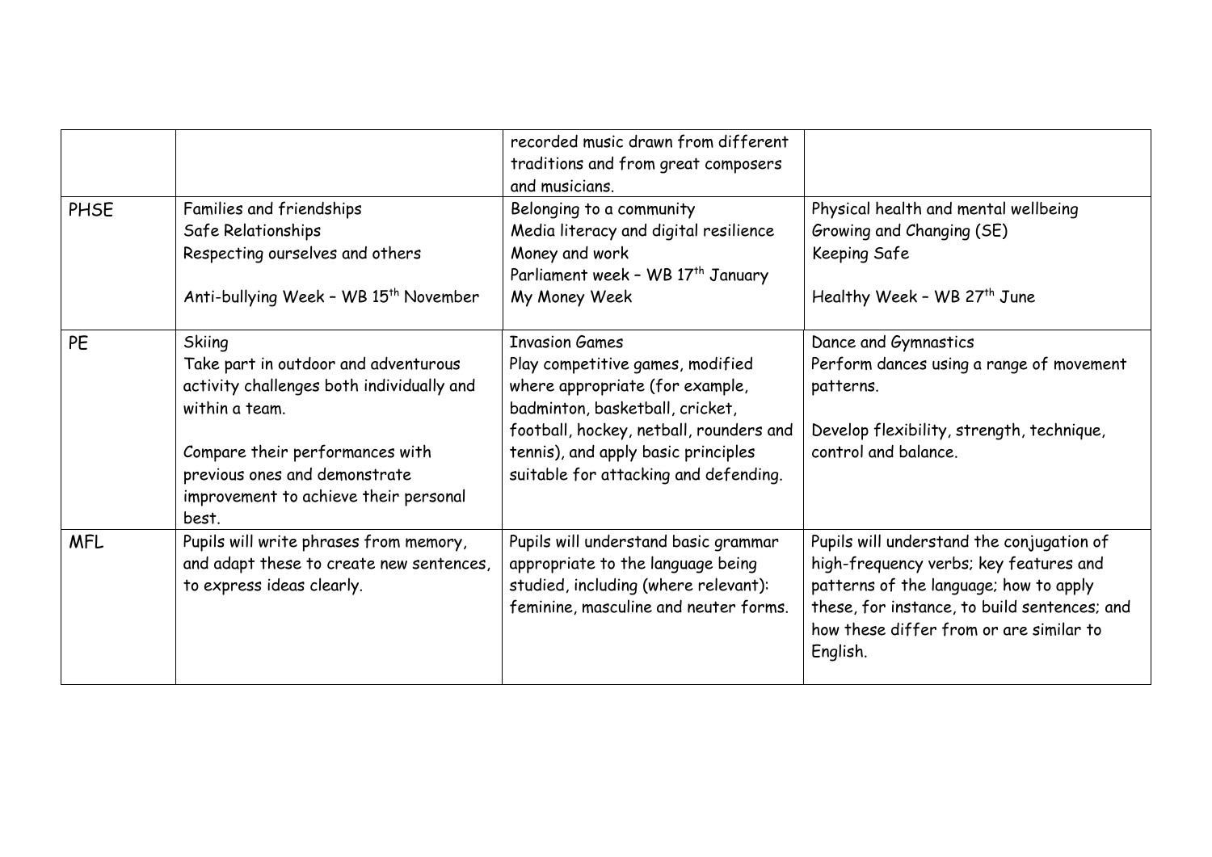| | | | |
|---|---|---|---|
| | | recorded music drawn from different traditions and from great composers and musicians. | |
| PHSE | Families and friendships<br>Safe Relationships<br>Respecting ourselves and others<br><br>Anti-bullying Week – WB 15th November | Belonging to a community<br>Media literacy and digital resilience<br>Money and work<br>Parliament week – WB 17th January<br>My Money Week | Physical health and mental wellbeing<br>Growing and Changing (SE)<br>Keeping Safe<br><br>Healthy Week – WB 27th June |
| PE | Skiing<br>Take part in outdoor and adventurous activity challenges both individually and within a team.<br><br>Compare their performances with previous ones and demonstrate improvement to achieve their personal best. | Invasion Games<br>Play competitive games, modified where appropriate (for example, badminton, basketball, cricket, football, hockey, netball, rounders and tennis), and apply basic principles suitable for attacking and defending. | Dance and Gymnastics<br>Perform dances using a range of movement patterns.<br><br>Develop flexibility, strength, technique, control and balance. |
| MFL | Pupils will write phrases from memory, and adapt these to create new sentences, to express ideas clearly. | Pupils will understand basic grammar appropriate to the language being studied, including (where relevant): feminine, masculine and neuter forms. | Pupils will understand the conjugation of high-frequency verbs; key features and patterns of the language; how to apply these, for instance, to build sentences; and how these differ from or are similar to English. |